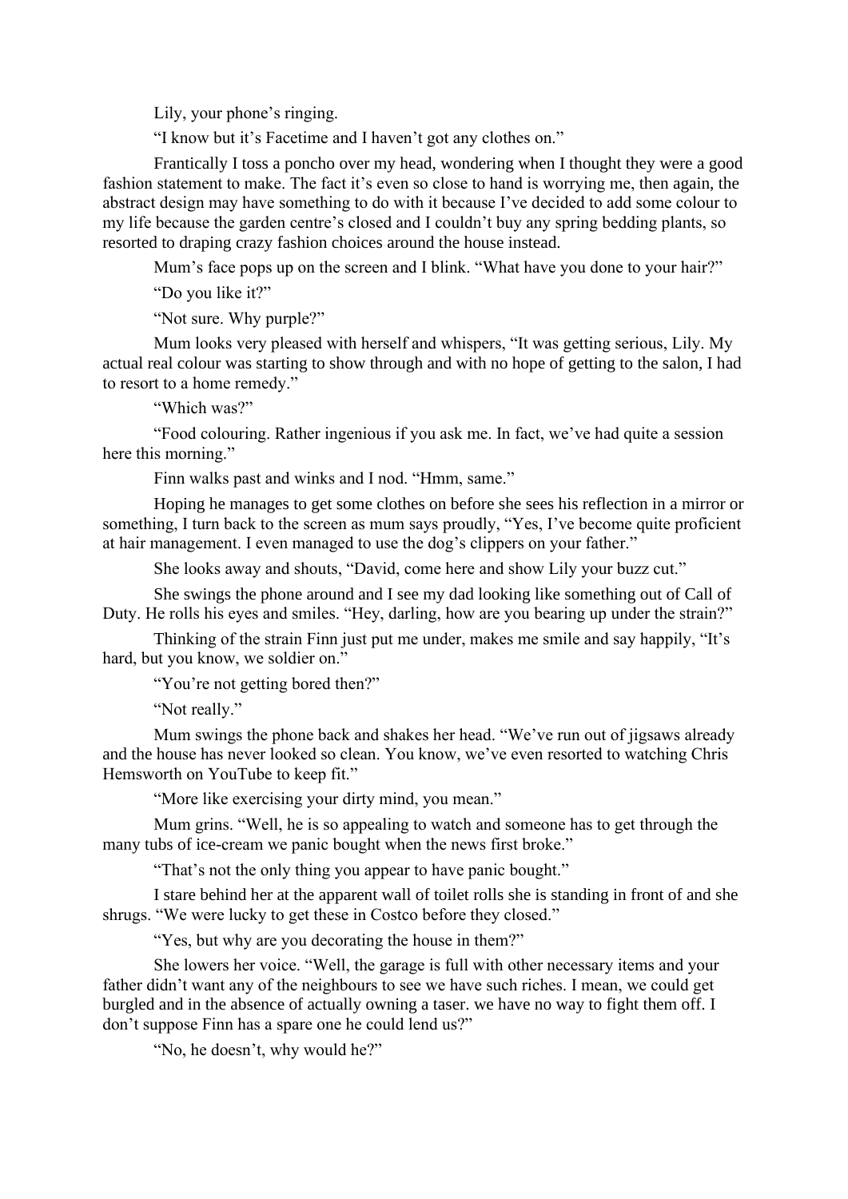Lily, your phone's ringing.

"I know but it's Facetime and I haven't got any clothes on."

Frantically I toss a poncho over my head, wondering when I thought they were a good fashion statement to make. The fact it's even so close to hand is worrying me, then again, the abstract design may have something to do with it because I've decided to add some colour to my life because the garden centre's closed and I couldn't buy any spring bedding plants, so resorted to draping crazy fashion choices around the house instead.

Mum's face pops up on the screen and I blink. "What have you done to your hair?"

"Do you like it?"

"Not sure. Why purple?"

Mum looks very pleased with herself and whispers, "It was getting serious, Lily. My actual real colour was starting to show through and with no hope of getting to the salon, I had to resort to a home remedy."

"Which was?"

"Food colouring. Rather ingenious if you ask me. In fact, we've had quite a session here this morning."

Finn walks past and winks and I nod. "Hmm, same."

Hoping he manages to get some clothes on before she sees his reflection in a mirror or something, I turn back to the screen as mum says proudly, "Yes, I've become quite proficient at hair management. I even managed to use the dog's clippers on your father."

She looks away and shouts, "David, come here and show Lily your buzz cut."

She swings the phone around and I see my dad looking like something out of Call of Duty. He rolls his eyes and smiles. "Hey, darling, how are you bearing up under the strain?"

Thinking of the strain Finn just put me under, makes me smile and say happily, "It's hard, but you know, we soldier on."

"You're not getting bored then?"

"Not really."

Mum swings the phone back and shakes her head. "We've run out of jigsaws already and the house has never looked so clean. You know, we've even resorted to watching Chris Hemsworth on YouTube to keep fit."

"More like exercising your dirty mind, you mean."

Mum grins. "Well, he is so appealing to watch and someone has to get through the many tubs of ice-cream we panic bought when the news first broke."

"That's not the only thing you appear to have panic bought."

I stare behind her at the apparent wall of toilet rolls she is standing in front of and she shrugs. "We were lucky to get these in Costco before they closed."

"Yes, but why are you decorating the house in them?"

She lowers her voice. "Well, the garage is full with other necessary items and your father didn't want any of the neighbours to see we have such riches. I mean, we could get burgled and in the absence of actually owning a taser. we have no way to fight them off. I don't suppose Finn has a spare one he could lend us?"

"No, he doesn't, why would he?"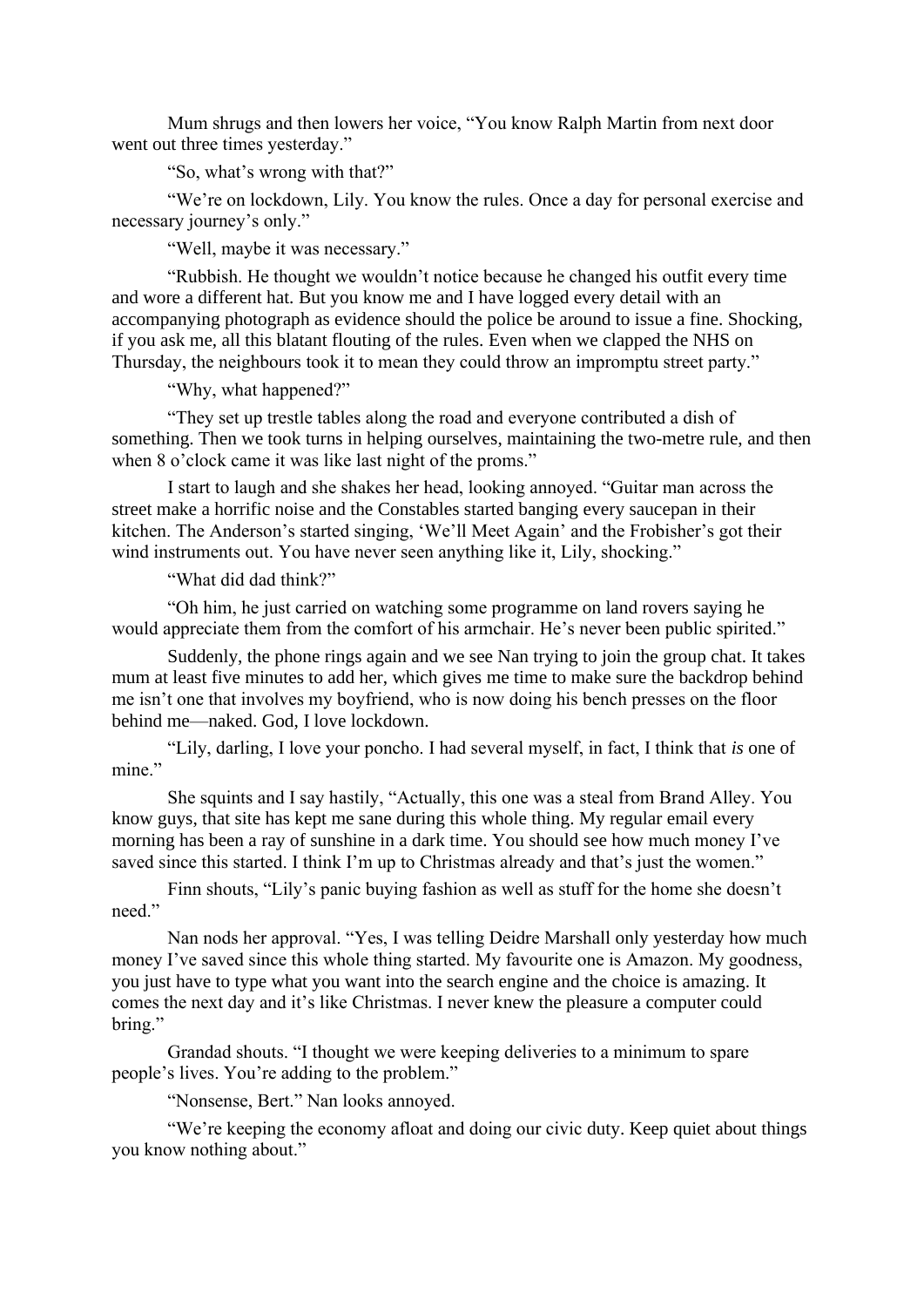Mum shrugs and then lowers her voice, "You know Ralph Martin from next door went out three times yesterday."

"So, what's wrong with that?"

"We're on lockdown, Lily. You know the rules. Once a day for personal exercise and necessary journey's only."

"Well, maybe it was necessary."

"Rubbish. He thought we wouldn't notice because he changed his outfit every time and wore a different hat. But you know me and I have logged every detail with an accompanying photograph as evidence should the police be around to issue a fine. Shocking, if you ask me, all this blatant flouting of the rules. Even when we clapped the NHS on Thursday, the neighbours took it to mean they could throw an impromptu street party."

"Why, what happened?"

"They set up trestle tables along the road and everyone contributed a dish of something. Then we took turns in helping ourselves, maintaining the two-metre rule, and then when 8 o'clock came it was like last night of the proms."

I start to laugh and she shakes her head, looking annoyed. "Guitar man across the street make a horrific noise and the Constables started banging every saucepan in their kitchen. The Anderson's started singing, 'We'll Meet Again' and the Frobisher's got their wind instruments out. You have never seen anything like it, Lily, shocking."

"What did dad think?"

"Oh him, he just carried on watching some programme on land rovers saying he would appreciate them from the comfort of his armchair. He's never been public spirited."

Suddenly, the phone rings again and we see Nan trying to join the group chat. It takes mum at least five minutes to add her, which gives me time to make sure the backdrop behind me isn't one that involves my boyfriend, who is now doing his bench presses on the floor behind me—naked. God, I love lockdown.

"Lily, darling, I love your poncho. I had several myself, in fact, I think that *is* one of mine."

She squints and I say hastily, "Actually, this one was a steal from Brand Alley. You know guys, that site has kept me sane during this whole thing. My regular email every morning has been a ray of sunshine in a dark time. You should see how much money I've saved since this started. I think I'm up to Christmas already and that's just the women."

Finn shouts, "Lily's panic buying fashion as well as stuff for the home she doesn't need."

Nan nods her approval. "Yes, I was telling Deidre Marshall only yesterday how much money I've saved since this whole thing started. My favourite one is Amazon. My goodness, you just have to type what you want into the search engine and the choice is amazing. It comes the next day and it's like Christmas. I never knew the pleasure a computer could bring."

Grandad shouts. "I thought we were keeping deliveries to a minimum to spare people's lives. You're adding to the problem."

"Nonsense, Bert." Nan looks annoyed.

"We're keeping the economy afloat and doing our civic duty. Keep quiet about things you know nothing about."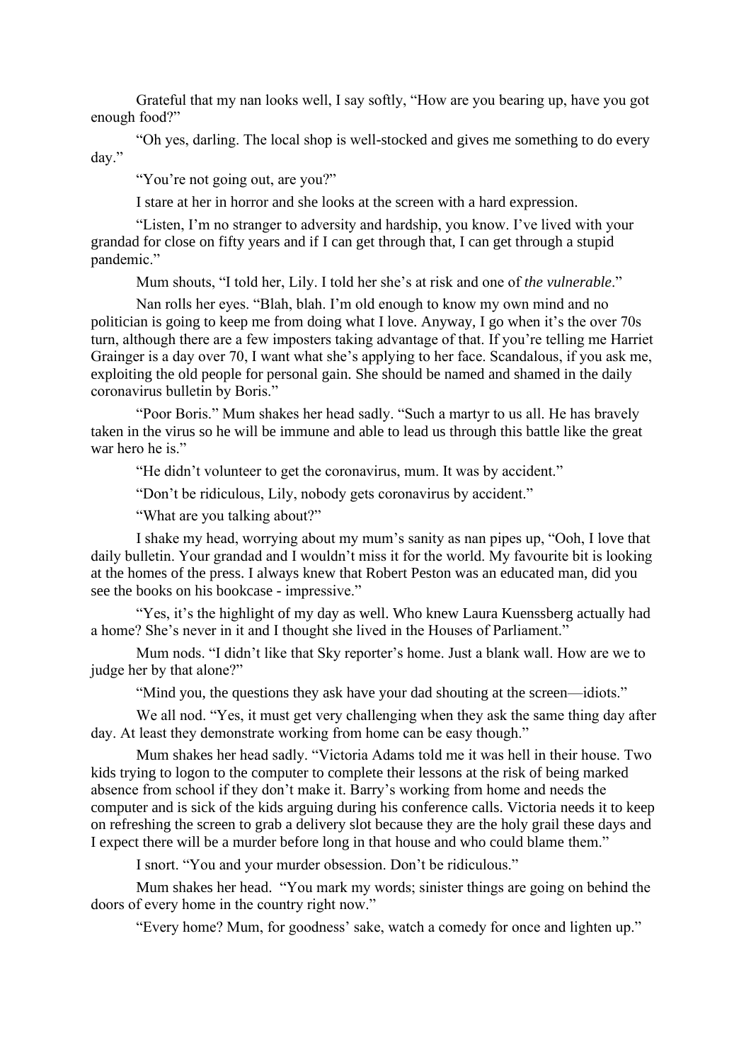Grateful that my nan looks well, I say softly, "How are you bearing up, have you got enough food?"

"Oh yes, darling. The local shop is well-stocked and gives me something to do every day."

"You're not going out, are you?"

I stare at her in horror and she looks at the screen with a hard expression.

"Listen, I'm no stranger to adversity and hardship, you know. I've lived with your grandad for close on fifty years and if I can get through that, I can get through a stupid pandemic."

Mum shouts, "I told her, Lily. I told her she's at risk and one of *the vulnerable*."

Nan rolls her eyes. "Blah, blah. I'm old enough to know my own mind and no politician is going to keep me from doing what I love. Anyway, I go when it's the over 70s turn, although there are a few imposters taking advantage of that. If you're telling me Harriet Grainger is a day over 70, I want what she's applying to her face. Scandalous, if you ask me, exploiting the old people for personal gain. She should be named and shamed in the daily coronavirus bulletin by Boris."

"Poor Boris." Mum shakes her head sadly. "Such a martyr to us all. He has bravely taken in the virus so he will be immune and able to lead us through this battle like the great war hero he is."

"He didn't volunteer to get the coronavirus, mum. It was by accident."

"Don't be ridiculous, Lily, nobody gets coronavirus by accident."

"What are you talking about?"

I shake my head, worrying about my mum's sanity as nan pipes up, "Ooh, I love that daily bulletin. Your grandad and I wouldn't miss it for the world. My favourite bit is looking at the homes of the press. I always knew that Robert Peston was an educated man, did you see the books on his bookcase - impressive."

"Yes, it's the highlight of my day as well. Who knew Laura Kuenssberg actually had a home? She's never in it and I thought she lived in the Houses of Parliament."

Mum nods. "I didn't like that Sky reporter's home. Just a blank wall. How are we to judge her by that alone?"

"Mind you, the questions they ask have your dad shouting at the screen—idiots."

We all nod. "Yes, it must get very challenging when they ask the same thing day after day. At least they demonstrate working from home can be easy though."

Mum shakes her head sadly. "Victoria Adams told me it was hell in their house. Two kids trying to logon to the computer to complete their lessons at the risk of being marked absence from school if they don't make it. Barry's working from home and needs the computer and is sick of the kids arguing during his conference calls. Victoria needs it to keep on refreshing the screen to grab a delivery slot because they are the holy grail these days and I expect there will be a murder before long in that house and who could blame them."

I snort. "You and your murder obsession. Don't be ridiculous."

Mum shakes her head. "You mark my words; sinister things are going on behind the doors of every home in the country right now."

"Every home? Mum, for goodness' sake, watch a comedy for once and lighten up."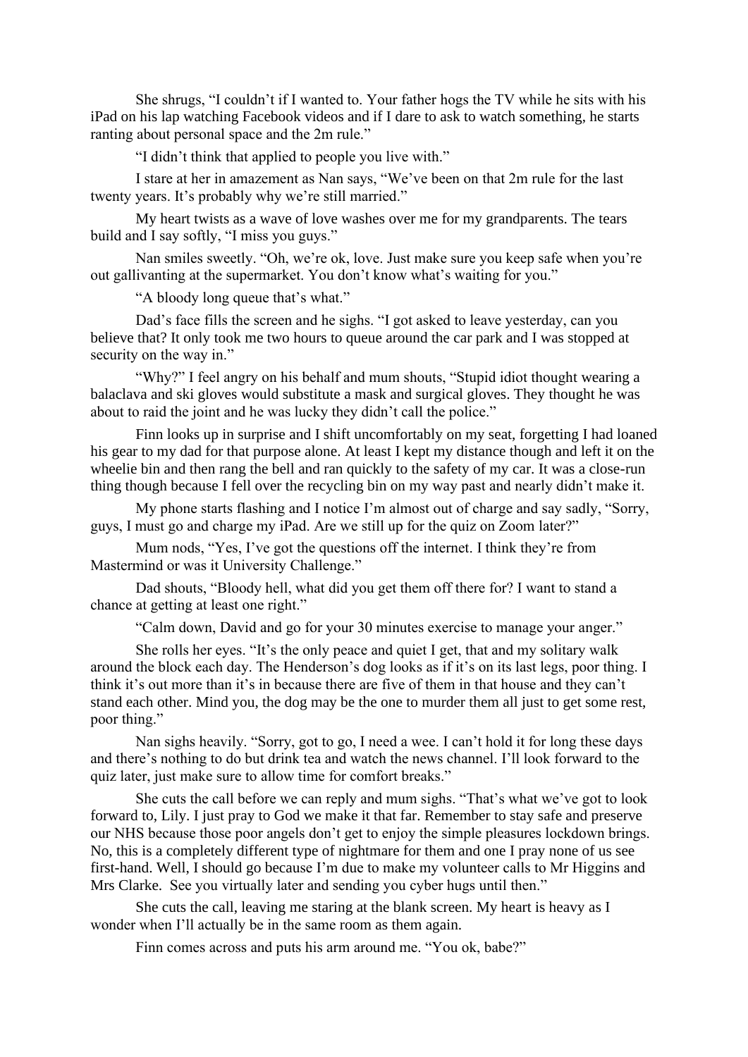She shrugs, "I couldn't if I wanted to. Your father hogs the TV while he sits with his iPad on his lap watching Facebook videos and if I dare to ask to watch something, he starts ranting about personal space and the 2m rule."

"I didn't think that applied to people you live with."

I stare at her in amazement as Nan says, "We've been on that 2m rule for the last twenty years. It's probably why we're still married."

My heart twists as a wave of love washes over me for my grandparents. The tears build and I say softly, "I miss you guys."

Nan smiles sweetly. "Oh, we're ok, love. Just make sure you keep safe when you're out gallivanting at the supermarket. You don't know what's waiting for you."

"A bloody long queue that's what."

Dad's face fills the screen and he sighs. "I got asked to leave yesterday, can you believe that? It only took me two hours to queue around the car park and I was stopped at security on the way in."

"Why?" I feel angry on his behalf and mum shouts, "Stupid idiot thought wearing a balaclava and ski gloves would substitute a mask and surgical gloves. They thought he was about to raid the joint and he was lucky they didn't call the police."

Finn looks up in surprise and I shift uncomfortably on my seat, forgetting I had loaned his gear to my dad for that purpose alone. At least I kept my distance though and left it on the wheelie bin and then rang the bell and ran quickly to the safety of my car. It was a close-run thing though because I fell over the recycling bin on my way past and nearly didn't make it.

My phone starts flashing and I notice I'm almost out of charge and say sadly, "Sorry, guys, I must go and charge my iPad. Are we still up for the quiz on Zoom later?"

Mum nods, "Yes, I've got the questions off the internet. I think they're from Mastermind or was it University Challenge."

Dad shouts, "Bloody hell, what did you get them off there for? I want to stand a chance at getting at least one right."

"Calm down, David and go for your 30 minutes exercise to manage your anger."

She rolls her eyes. "It's the only peace and quiet I get, that and my solitary walk around the block each day. The Henderson's dog looks as if it's on its last legs, poor thing. I think it's out more than it's in because there are five of them in that house and they can't stand each other. Mind you, the dog may be the one to murder them all just to get some rest, poor thing."

Nan sighs heavily. "Sorry, got to go, I need a wee. I can't hold it for long these days and there's nothing to do but drink tea and watch the news channel. I'll look forward to the quiz later, just make sure to allow time for comfort breaks."

She cuts the call before we can reply and mum sighs. "That's what we've got to look forward to, Lily. I just pray to God we make it that far. Remember to stay safe and preserve our NHS because those poor angels don't get to enjoy the simple pleasures lockdown brings. No, this is a completely different type of nightmare for them and one I pray none of us see first-hand. Well, I should go because I'm due to make my volunteer calls to Mr Higgins and Mrs Clarke. See you virtually later and sending you cyber hugs until then."

She cuts the call, leaving me staring at the blank screen. My heart is heavy as I wonder when I'll actually be in the same room as them again.

Finn comes across and puts his arm around me. "You ok, babe?"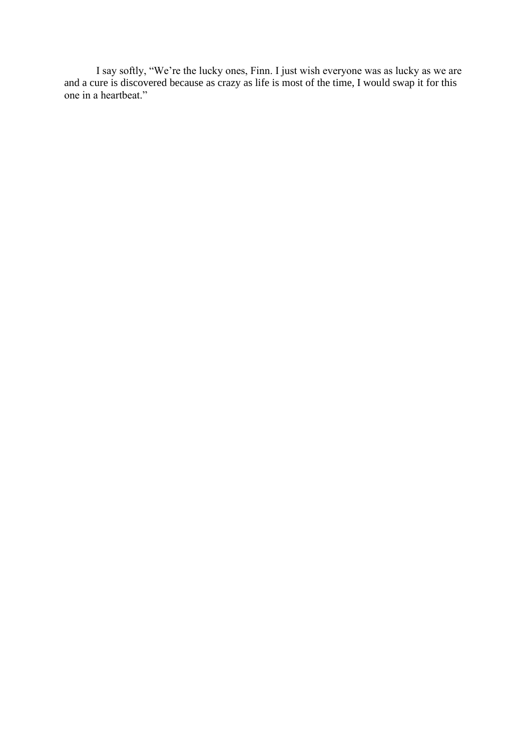I say softly, “We’re the lucky ones, Finn. I just wish everyone was as lucky as we are and a cure is discovered because as crazy as life is most of the time, I would swap it for this one in a heartbeat.”